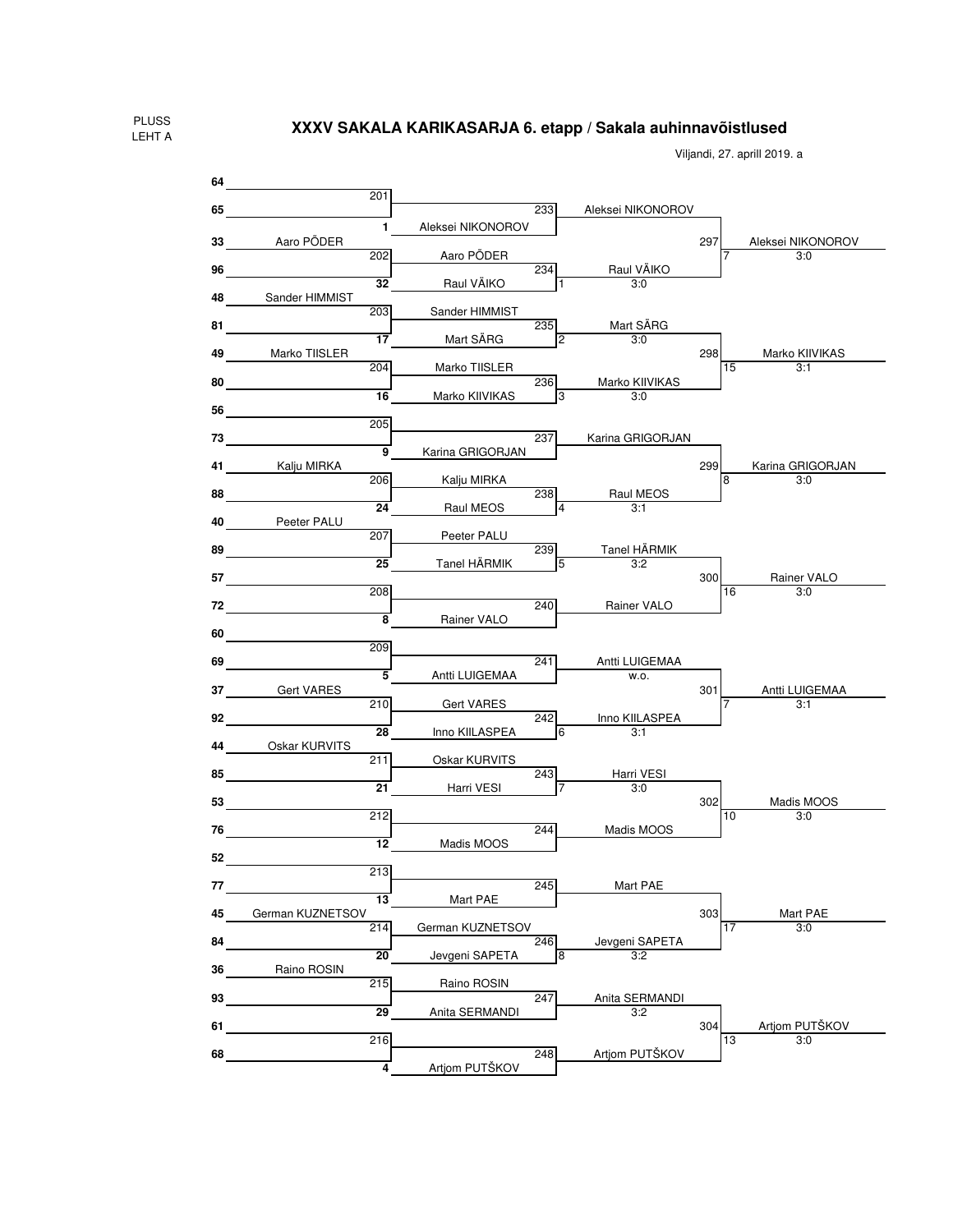PLUSS
LEHT A

# XXXV SAKALA KARIKASARJA 6. etapp / Sakala auhinnavõistlused

Viljandi, 27. aprill 2019. a

### Round 1

| Match | Player | Player | Winner |
|---|---|---|---|
| 201 | 64 | 65 | |
| 202 | 33 Aaro PÕDER | 96 | Aaro PÕDER |
| 203 | 48 Sander HIMMIST | 81 | Sander HIMMIST |
| 204 | 49 Marko TIISLER | 80 | Marko TIISLER |
| 205 | 56 | 73 | |
| 206 | 41 Kalju MIRKA | 88 | Kalju MIRKA |
| 207 | 40 Peeter PALU | 89 | Peeter PALU |
| 208 | 57 | 72 | |
| 209 | 60 | 69 | |
| 210 | 37 Gert VARES | 92 | Gert VARES |
| 211 | 44 Oskar KURVITS | 85 | Oskar KURVITS |
| 212 | 53 | 76 | |
| 213 | 52 | 77 | |
| 214 | 45 German KUZNETSOV | 84 | German KUZNETSOV |
| 215 | 36 Raino ROSIN | 93 | Raino ROSIN |
| 216 | 61 | 68 | |

### Round 2

| Match | Player | Player | Winner | Score | Loser ref |
|---|---|---|---|---|---|
| 233 | (winner 201) | 1 Aleksei NIKONOROV | Aleksei NIKONOROV | | |
| 234 | Aaro PÕDER | 32 Raul VÄIKO | Raul VÄIKO | 3:0 | 1 |
| 235 | Sander HIMMIST | 17 Mart SÄRG | Mart SÄRG | 3:0 | 2 |
| 236 | Marko TIISLER | 16 Marko KIIVIKAS | Marko KIIVIKAS | 3:0 | 3 |
| 237 | (winner 205) | 9 Karina GRIGORJAN | Karina GRIGORJAN | | |
| 238 | Kalju MIRKA | 24 Raul MEOS | Raul MEOS | 3:1 | 4 |
| 239 | Peeter PALU | 25 Tanel HÄRMIK | Tanel HÄRMIK | 3:2 | 5 |
| 240 | (winner 208) | 8 Rainer VALO | Rainer VALO | | |
| 241 | (winner 209) | 5 Antti LUIGEMAA | Antti LUIGEMAA | w.o. | |
| 242 | Gert VARES | 28 Inno KIILASPEA | Inno KIILASPEA | 3:1 | 6 |
| 243 | Oskar KURVITS | 21 Harri VESI | Harri VESI | 3:0 | 7 |
| 244 | (winner 212) | 12 Madis MOOS | Madis MOOS | | |
| 245 | (winner 213) | 13 Mart PAE | Mart PAE | | |
| 246 | German KUZNETSOV | 20 Jevgeni SAPETA | Jevgeni SAPETA | 3:2 | 8 |
| 247 | Raino ROSIN | 29 Anita SERMANDI | Anita SERMANDI | 3:2 | |
| 248 | (winner 216) | 4 Artjom PUTŠKOV | Artjom PUTŠKOV | | |

### Round 3

| Match | Player | Player | Winner | Score | Loser ref |
|---|---|---|---|---|---|
| 297 | Aleksei NIKONOROV | Raul VÄIKO | Aleksei NIKONOROV | 3:0 | 7 |
| 298 | Mart SÄRG | Marko KIIVIKAS | Marko KIIVIKAS | 3:1 | 15 |
| 299 | Karina GRIGORJAN | Raul MEOS | Karina GRIGORJAN | 3:0 | 8 |
| 300 | Tanel HÄRMIK | Rainer VALO | Rainer VALO | 3:0 | 16 |
| 301 | Antti LUIGEMAA | Inno KIILASPEA | Antti LUIGEMAA | 3:1 | 7 |
| 302 | Harri VESI | Madis MOOS | Madis MOOS | 3:0 | 10 |
| 303 | Mart PAE | Jevgeni SAPETA | Mart PAE | 3:0 | 17 |
| 304 | Anita SERMANDI | Artjom PUTŠKOV | Artjom PUTŠKOV | 3:0 | 13 |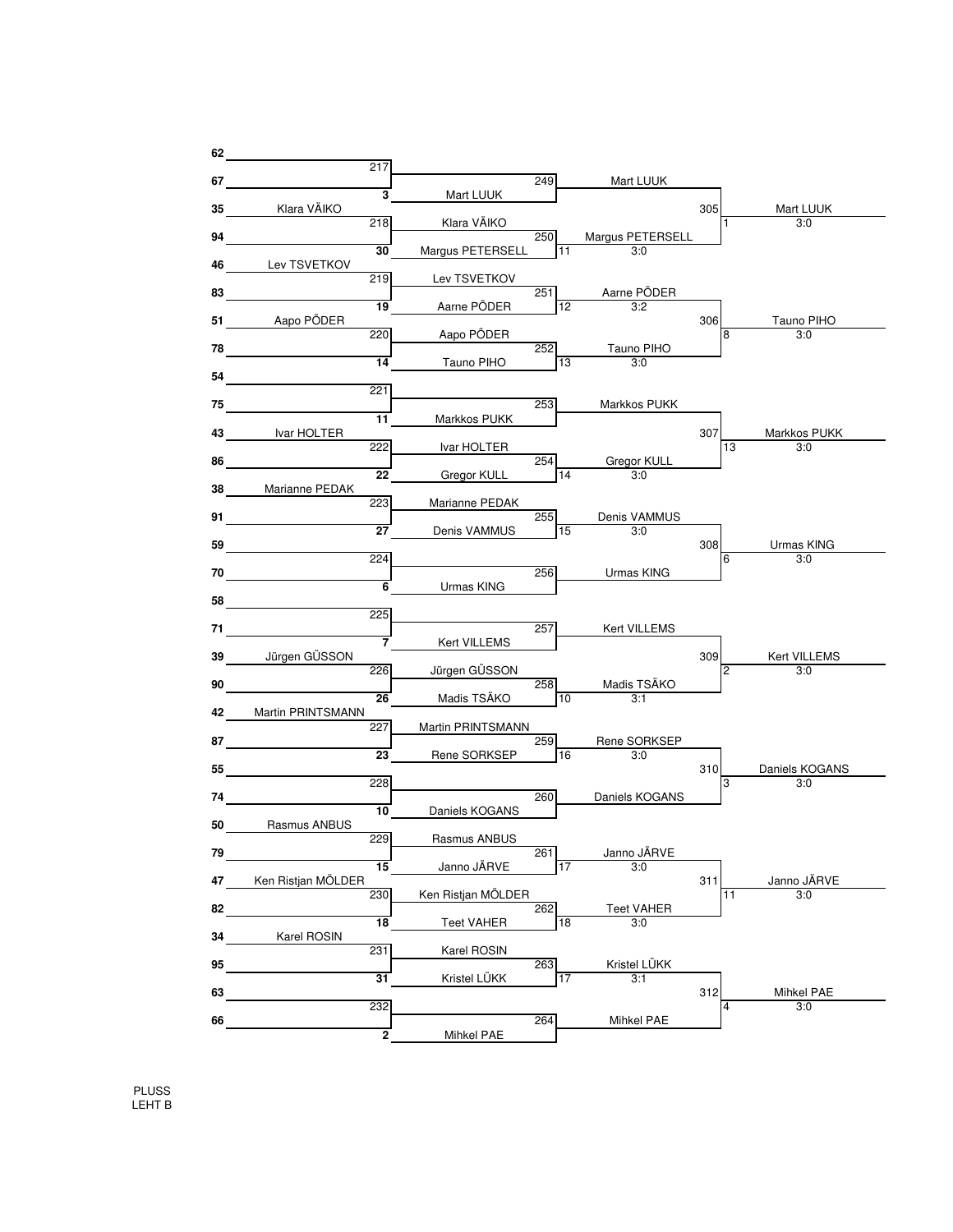| No. | Player | Match | Winner |
|---|---|---|---|
| 62 | | 217 | |
| 67 | | | |
| 35 | Klara VÄIKO | 218 | Klara VÄIKO |
| 94 | | | |
| 46 | Lev TSVETKOV | 219 | Lev TSVETKOV |
| 83 | | | |
| 51 | Aapo PÕDER | 220 | Aapo PÕDER |
| 78 | | | |
| 54 | | 221 | |
| 75 | | | |
| 43 | Ivar HOLTER | 222 | Ivar HOLTER |
| 86 | | | |
| 38 | Marianne PEDAK | 223 | Marianne PEDAK |
| 91 | | | |
| 59 | | 224 | |
| 70 | | | |
| 58 | | 225 | |
| 71 | | | |
| 39 | Jürgen GÜSSON | 226 | Jürgen GÜSSON |
| 90 | | | |
| 42 | Martin PRINTSMANN | 227 | Martin PRINTSMANN |
| 87 | | | |
| 55 | | 228 | |
| 74 | | | |
| 50 | Rasmus ANBUS | 229 | Rasmus ANBUS |
| 79 | | | |
| 47 | Ken Ristjan MÖLDER | 230 | Ken Ristjan MÖLDER |
| 82 | | | |
| 34 | Karel ROSIN | 231 | Karel ROSIN |
| 95 | | | |
| 63 | | 232 | |
| 66 | | | |

| Match | Player | No. | Player | Match | Winner | Table | Score |
|---|---|---|---|---|---|---|---|
| 217 | | 3 | Mart LUUK | 249 | Mart LUUK | | |
| 218 | Klara VÄIKO | 30 | Margus PETERSELL | 250 | Margus PETERSELL | 11 | 3:0 |
| 219 | Lev TSVETKOV | 19 | Aarne PÕDER | 251 | Aarne PÕDER | 12 | 3:2 |
| 220 | Aapo PÕDER | 14 | Tauno PIHO | 252 | Tauno PIHO | 13 | 3:0 |
| 221 | | 11 | Markkos PUKK | 253 | Markkos PUKK | | |
| 222 | Ivar HOLTER | 22 | Gregor KULL | 254 | Gregor KULL | 14 | 3:0 |
| 223 | Marianne PEDAK | 27 | Denis VAMMUS | 255 | Denis VAMMUS | 15 | 3:0 |
| 224 | | 6 | Urmas KING | 256 | Urmas KING | | |
| 225 | | 7 | Kert VILLEMS | 257 | Kert VILLEMS | | |
| 226 | Jürgen GÜSSON | 26 | Madis TSÄKO | 258 | Madis TSÄKO | 10 | 3:1 |
| 227 | Martin PRINTSMANN | 23 | Rene SORKSEP | 259 | Rene SORKSEP | 16 | 3:0 |
| 228 | | 10 | Daniels KOGANS | 260 | Daniels KOGANS | | |
| 229 | Rasmus ANBUS | 15 | Janno JÄRVE | 261 | Janno JÄRVE | 17 | 3:0 |
| 230 | Ken Ristjan MÖLDER | 18 | Teet VAHER | 262 | Teet VAHER | 18 | 3:0 |
| 231 | Karel ROSIN | 31 | Kristel LÜKK | 263 | Kristel LÜKK | 17 | 3:1 |
| 232 | | 2 | Mihkel PAE | 264 | Mihkel PAE | | |

| Matches | Match | Winner | Table | Score |
|---|---|---|---|---|
| 249 / 250 | 305 | Mart LUUK | 1 | 3:0 |
| 251 / 252 | 306 | Tauno PIHO | 8 | 3:0 |
| 253 / 254 | 307 | Markkos PUKK | 13 | 3:0 |
| 255 / 256 | 308 | Urmas KING | 6 | 3:0 |
| 257 / 258 | 309 | Kert VILLEMS | 2 | 3:0 |
| 259 / 260 | 310 | Daniels KOGANS | 3 | 3:0 |
| 261 / 262 | 311 | Janno JÄRVE | 11 | 3:0 |
| 263 / 264 | 312 | Mihkel PAE | 4 | 3:0 |

PLUSS
LEHT B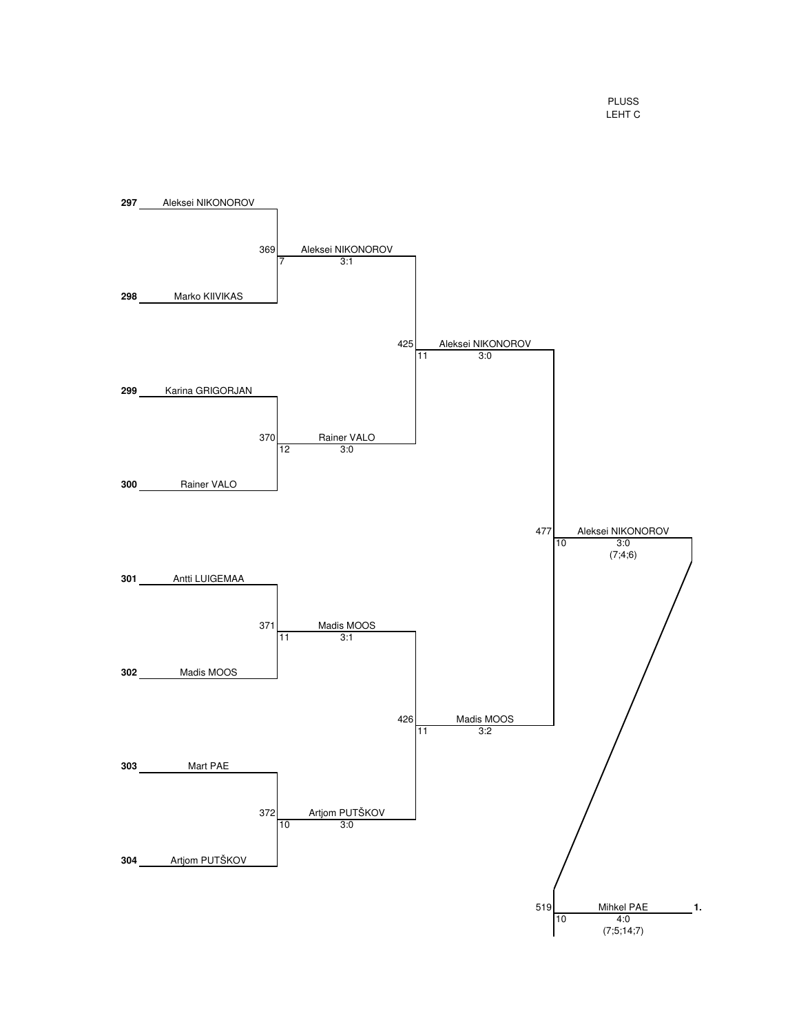PLUSS
LEHT C

**297** Aleksei NIKONOROV

**298** Marko KIIVIKAS

369 | 7 — Aleksei NIKONOROV 3:1

**299** Karina GRIGORJAN

**300** Rainer VALO

370 | 12 — Rainer VALO 3:0

425 | 11 — Aleksei NIKONOROV 3:0

**301** Antti LUIGEMAA

**302** Madis MOOS

371 | 11 — Madis MOOS 3:1

**303** Mart PAE

**304** Artjom PUTŠKOV

372 | 10 — Artjom PUTŠKOV 3:0

426 | 11 — Madis MOOS 3:2

477 | 10 — Aleksei NIKONOROV 3:0 (7;4;6)

519 | 10 — Mihkel PAE 4:0 (7;5;14;7) **1.**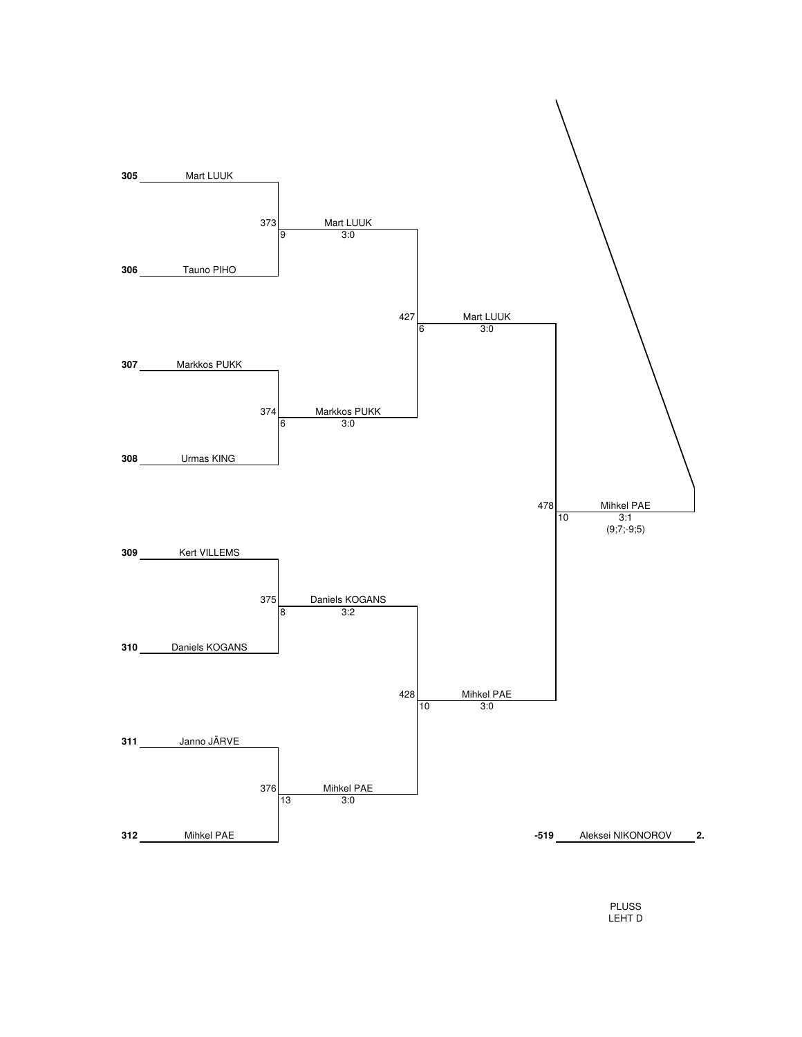305 Mart LUUK

373 Mart LUUK
9 3:0

306 Tauno PIHO

427 Mart LUUK
6 3:0

307 Markkos PUKK

374 Markkos PUKK
6 3:0

308 Urmas KING

478 Mihkel PAE
10 3:1
(9;7;-9;5)

309 Kert VILLEMS

375 Daniels KOGANS
8 3:2

310 Daniels KOGANS

428 Mihkel PAE
10 3:0

311 Janno JÄRVE

376 Mihkel PAE
13 3:0

312 Mihkel PAE

-519 Aleksei NIKONOROV 2.

PLUSS
LEHT D